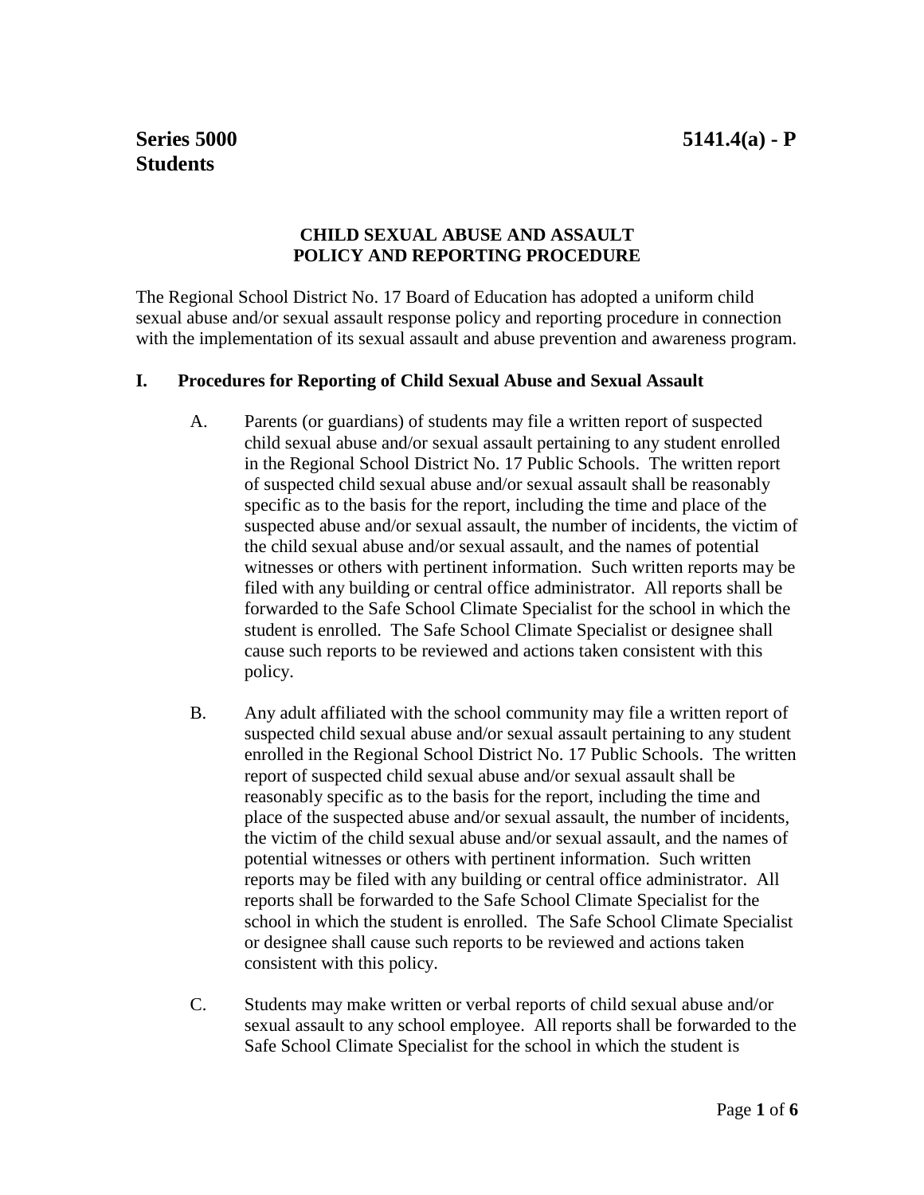**Series 5000**
**Students**

**5141.4(a) - P**

## CHILD SEXUAL ABUSE AND ASSAULT POLICY AND REPORTING PROCEDURE

The Regional School District No. 17 Board of Education has adopted a uniform child sexual abuse and/or sexual assault response policy and reporting procedure in connection with the implementation of its sexual assault and abuse prevention and awareness program.

### I. Procedures for Reporting of Child Sexual Abuse and Sexual Assault

A. Parents (or guardians) of students may file a written report of suspected child sexual abuse and/or sexual assault pertaining to any student enrolled in the Regional School District No. 17 Public Schools. The written report of suspected child sexual abuse and/or sexual assault shall be reasonably specific as to the basis for the report, including the time and place of the suspected abuse and/or sexual assault, the number of incidents, the victim of the child sexual abuse and/or sexual assault, and the names of potential witnesses or others with pertinent information. Such written reports may be filed with any building or central office administrator. All reports shall be forwarded to the Safe School Climate Specialist for the school in which the student is enrolled. The Safe School Climate Specialist or designee shall cause such reports to be reviewed and actions taken consistent with this policy.

B. Any adult affiliated with the school community may file a written report of suspected child sexual abuse and/or sexual assault pertaining to any student enrolled in the Regional School District No. 17 Public Schools. The written report of suspected child sexual abuse and/or sexual assault shall be reasonably specific as to the basis for the report, including the time and place of the suspected abuse and/or sexual assault, the number of incidents, the victim of the child sexual abuse and/or sexual assault, and the names of potential witnesses or others with pertinent information. Such written reports may be filed with any building or central office administrator. All reports shall be forwarded to the Safe School Climate Specialist for the school in which the student is enrolled. The Safe School Climate Specialist or designee shall cause such reports to be reviewed and actions taken consistent with this policy.

C. Students may make written or verbal reports of child sexual abuse and/or sexual assault to any school employee. All reports shall be forwarded to the Safe School Climate Specialist for the school in which the student is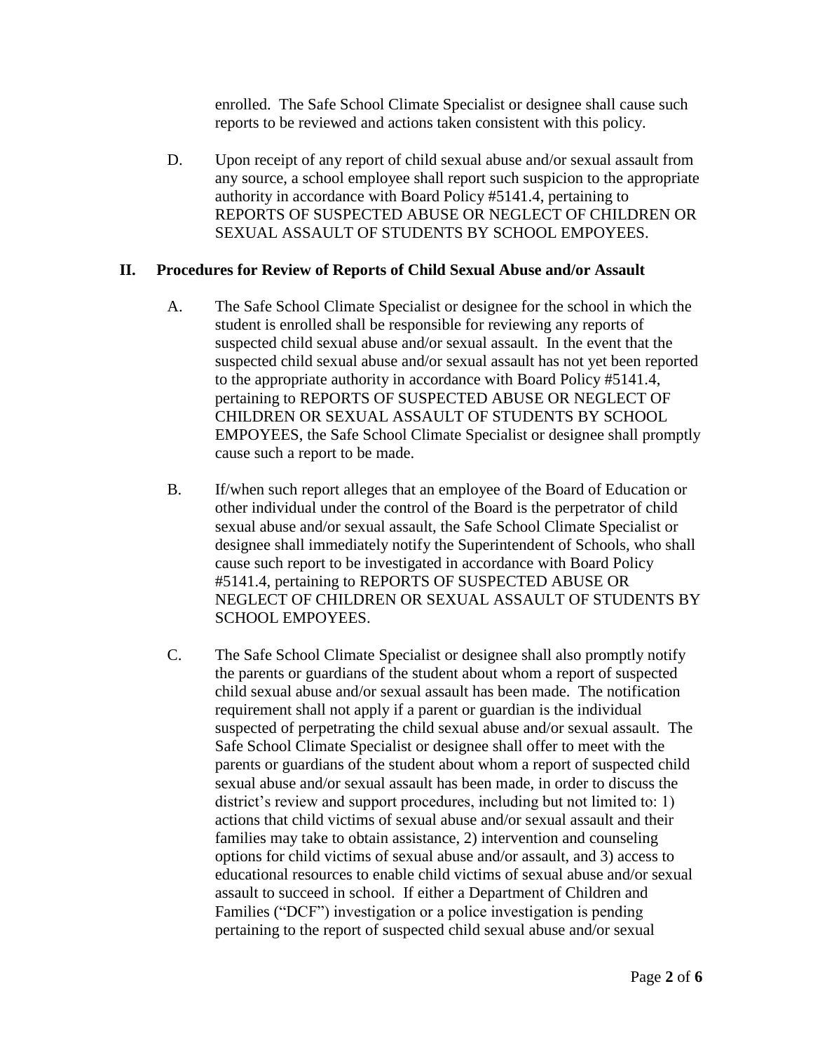enrolled. The Safe School Climate Specialist or designee shall cause such reports to be reviewed and actions taken consistent with this policy.

D. Upon receipt of any report of child sexual abuse and/or sexual assault from any source, a school employee shall report such suspicion to the appropriate authority in accordance with Board Policy #5141.4, pertaining to REPORTS OF SUSPECTED ABUSE OR NEGLECT OF CHILDREN OR SEXUAL ASSAULT OF STUDENTS BY SCHOOL EMPOYEES.

## II. Procedures for Review of Reports of Child Sexual Abuse and/or Assault

A. The Safe School Climate Specialist or designee for the school in which the student is enrolled shall be responsible for reviewing any reports of suspected child sexual abuse and/or sexual assault. In the event that the suspected child sexual abuse and/or sexual assault has not yet been reported to the appropriate authority in accordance with Board Policy #5141.4, pertaining to REPORTS OF SUSPECTED ABUSE OR NEGLECT OF CHILDREN OR SEXUAL ASSAULT OF STUDENTS BY SCHOOL EMPOYEES, the Safe School Climate Specialist or designee shall promptly cause such a report to be made.

B. If/when such report alleges that an employee of the Board of Education or other individual under the control of the Board is the perpetrator of child sexual abuse and/or sexual assault, the Safe School Climate Specialist or designee shall immediately notify the Superintendent of Schools, who shall cause such report to be investigated in accordance with Board Policy #5141.4, pertaining to REPORTS OF SUSPECTED ABUSE OR NEGLECT OF CHILDREN OR SEXUAL ASSAULT OF STUDENTS BY SCHOOL EMPOYEES.

C. The Safe School Climate Specialist or designee shall also promptly notify the parents or guardians of the student about whom a report of suspected child sexual abuse and/or sexual assault has been made. The notification requirement shall not apply if a parent or guardian is the individual suspected of perpetrating the child sexual abuse and/or sexual assault. The Safe School Climate Specialist or designee shall offer to meet with the parents or guardians of the student about whom a report of suspected child sexual abuse and/or sexual assault has been made, in order to discuss the district's review and support procedures, including but not limited to: 1) actions that child victims of sexual abuse and/or sexual assault and their families may take to obtain assistance, 2) intervention and counseling options for child victims of sexual abuse and/or assault, and 3) access to educational resources to enable child victims of sexual abuse and/or sexual assault to succeed in school. If either a Department of Children and Families ("DCF") investigation or a police investigation is pending pertaining to the report of suspected child sexual abuse and/or sexual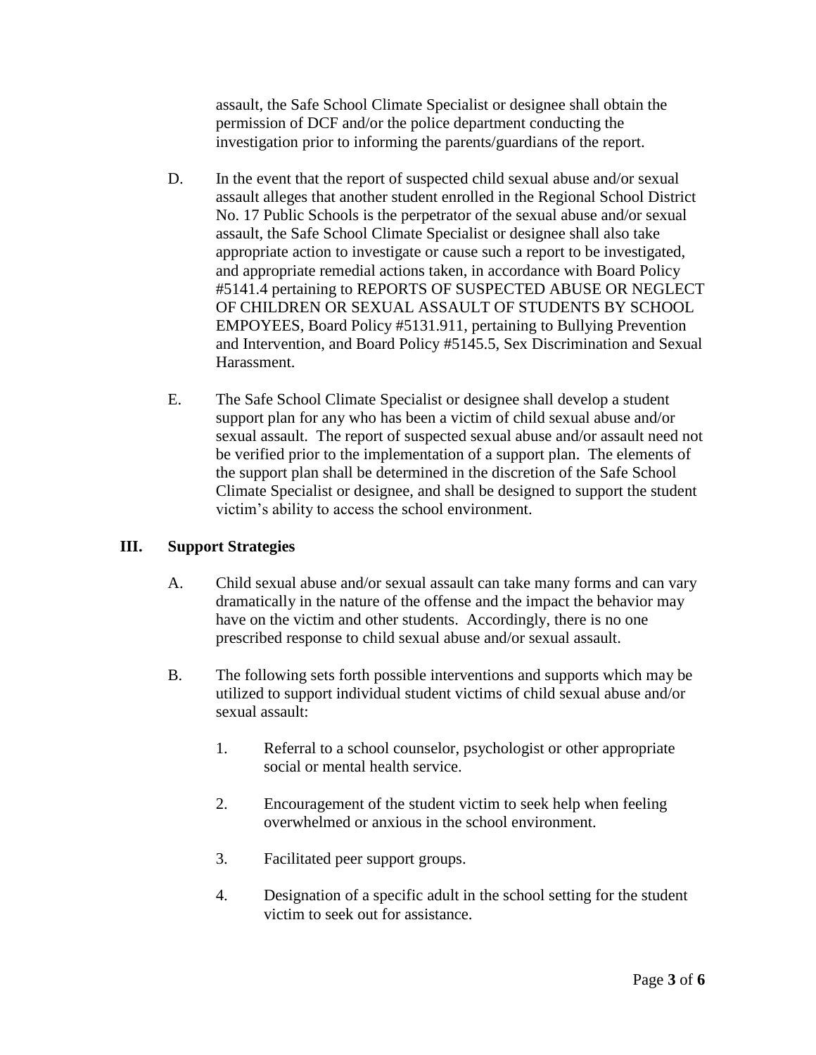assault, the Safe School Climate Specialist or designee shall obtain the permission of DCF and/or the police department conducting the investigation prior to informing the parents/guardians of the report.

D. In the event that the report of suspected child sexual abuse and/or sexual assault alleges that another student enrolled in the Regional School District No. 17 Public Schools is the perpetrator of the sexual abuse and/or sexual assault, the Safe School Climate Specialist or designee shall also take appropriate action to investigate or cause such a report to be investigated, and appropriate remedial actions taken, in accordance with Board Policy #5141.4 pertaining to REPORTS OF SUSPECTED ABUSE OR NEGLECT OF CHILDREN OR SEXUAL ASSAULT OF STUDENTS BY SCHOOL EMPOYEES, Board Policy #5131.911, pertaining to Bullying Prevention and Intervention, and Board Policy #5145.5, Sex Discrimination and Sexual Harassment.

E. The Safe School Climate Specialist or designee shall develop a student support plan for any who has been a victim of child sexual abuse and/or sexual assault. The report of suspected sexual abuse and/or assault need not be verified prior to the implementation of a support plan. The elements of the support plan shall be determined in the discretion of the Safe School Climate Specialist or designee, and shall be designed to support the student victim's ability to access the school environment.

## III. Support Strategies

A. Child sexual abuse and/or sexual assault can take many forms and can vary dramatically in the nature of the offense and the impact the behavior may have on the victim and other students. Accordingly, there is no one prescribed response to child sexual abuse and/or sexual assault.

B. The following sets forth possible interventions and supports which may be utilized to support individual student victims of child sexual abuse and/or sexual assault:

1. Referral to a school counselor, psychologist or other appropriate social or mental health service.

2. Encouragement of the student victim to seek help when feeling overwhelmed or anxious in the school environment.

3. Facilitated peer support groups.

4. Designation of a specific adult in the school setting for the student victim to seek out for assistance.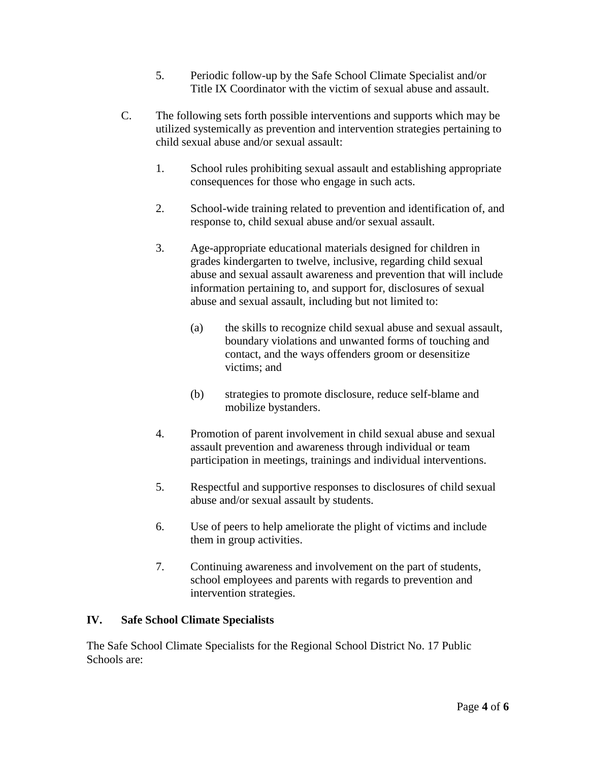5. Periodic follow-up by the Safe School Climate Specialist and/or Title IX Coordinator with the victim of sexual abuse and assault.

C. The following sets forth possible interventions and supports which may be utilized systemically as prevention and intervention strategies pertaining to child sexual abuse and/or sexual assault:

1. School rules prohibiting sexual assault and establishing appropriate consequences for those who engage in such acts.

2. School-wide training related to prevention and identification of, and response to, child sexual abuse and/or sexual assault.

3. Age-appropriate educational materials designed for children in grades kindergarten to twelve, inclusive, regarding child sexual abuse and sexual assault awareness and prevention that will include information pertaining to, and support for, disclosures of sexual abuse and sexual assault, including but not limited to:

   (a) the skills to recognize child sexual abuse and sexual assault, boundary violations and unwanted forms of touching and contact, and the ways offenders groom or desensitize victims; and

   (b) strategies to promote disclosure, reduce self-blame and mobilize bystanders.

4. Promotion of parent involvement in child sexual abuse and sexual assault prevention and awareness through individual or team participation in meetings, trainings and individual interventions.

5. Respectful and supportive responses to disclosures of child sexual abuse and/or sexual assault by students.

6. Use of peers to help ameliorate the plight of victims and include them in group activities.

7. Continuing awareness and involvement on the part of students, school employees and parents with regards to prevention and intervention strategies.

## IV. Safe School Climate Specialists

The Safe School Climate Specialists for the Regional School District No. 17 Public Schools are: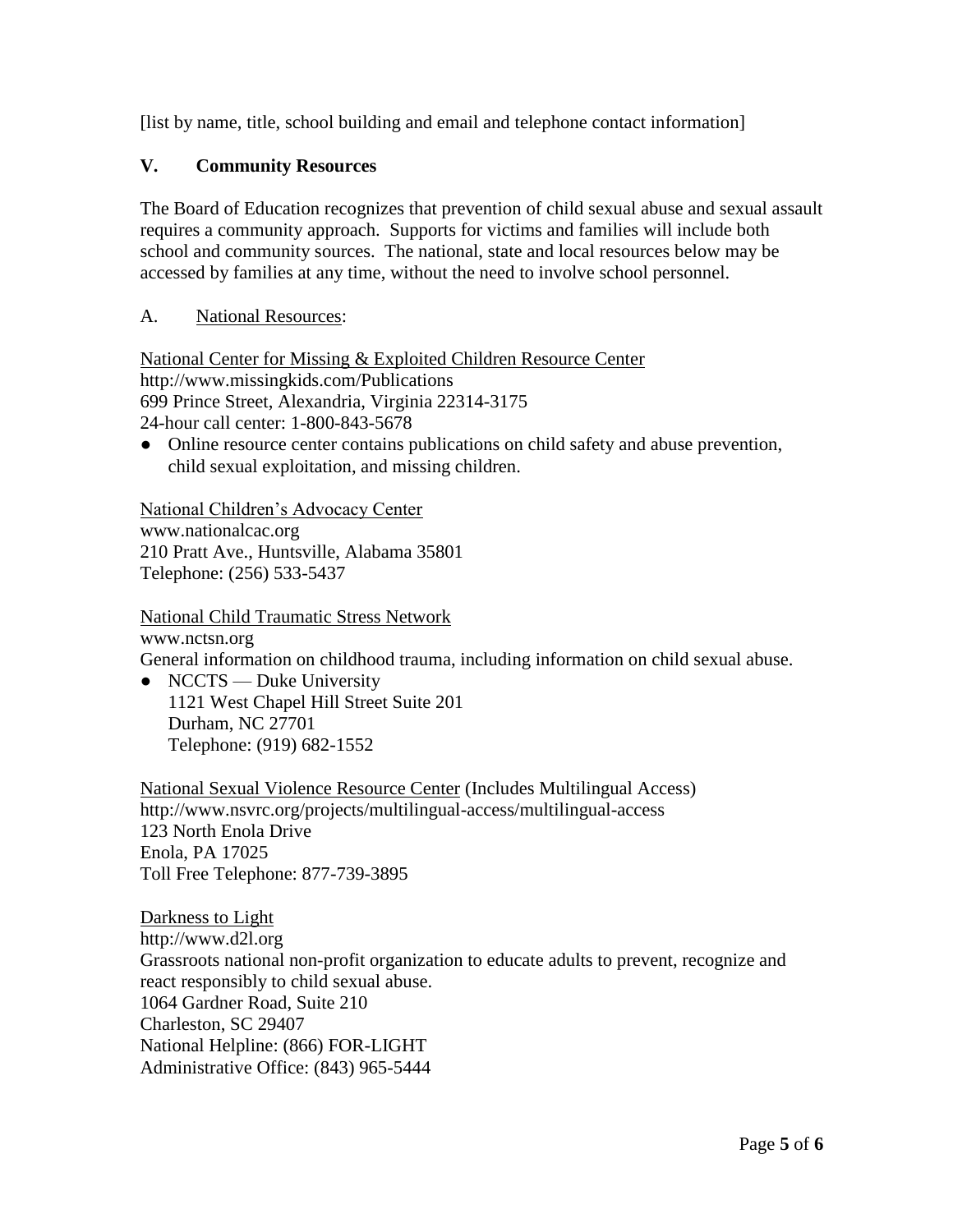[list by name, title, school building and email and telephone contact information]

## V. Community Resources

The Board of Education recognizes that prevention of child sexual abuse and sexual assault requires a community approach. Supports for victims and families will include both school and community sources. The national, state and local resources below may be accessed by families at any time, without the need to involve school personnel.

### A. National Resources:

National Center for Missing & Exploited Children Resource Center
http://www.missingkids.com/Publications
699 Prince Street, Alexandria, Virginia 22314-3175
24-hour call center: 1-800-843-5678

- Online resource center contains publications on child safety and abuse prevention, child sexual exploitation, and missing children.

National Children's Advocacy Center
www.nationalcac.org
210 Pratt Ave., Huntsville, Alabama 35801
Telephone: (256) 533-5437

National Child Traumatic Stress Network
www.nctsn.org
General information on childhood trauma, including information on child sexual abuse.

- NCCTS — Duke University
  1121 West Chapel Hill Street Suite 201
  Durham, NC 27701
  Telephone: (919) 682-1552

National Sexual Violence Resource Center (Includes Multilingual Access)
http://www.nsvrc.org/projects/multilingual-access/multilingual-access
123 North Enola Drive
Enola, PA 17025
Toll Free Telephone: 877-739-3895

Darkness to Light
http://www.d2l.org
Grassroots national non-profit organization to educate adults to prevent, recognize and react responsibly to child sexual abuse.
1064 Gardner Road, Suite 210
Charleston, SC 29407
National Helpline: (866) FOR-LIGHT
Administrative Office: (843) 965-5444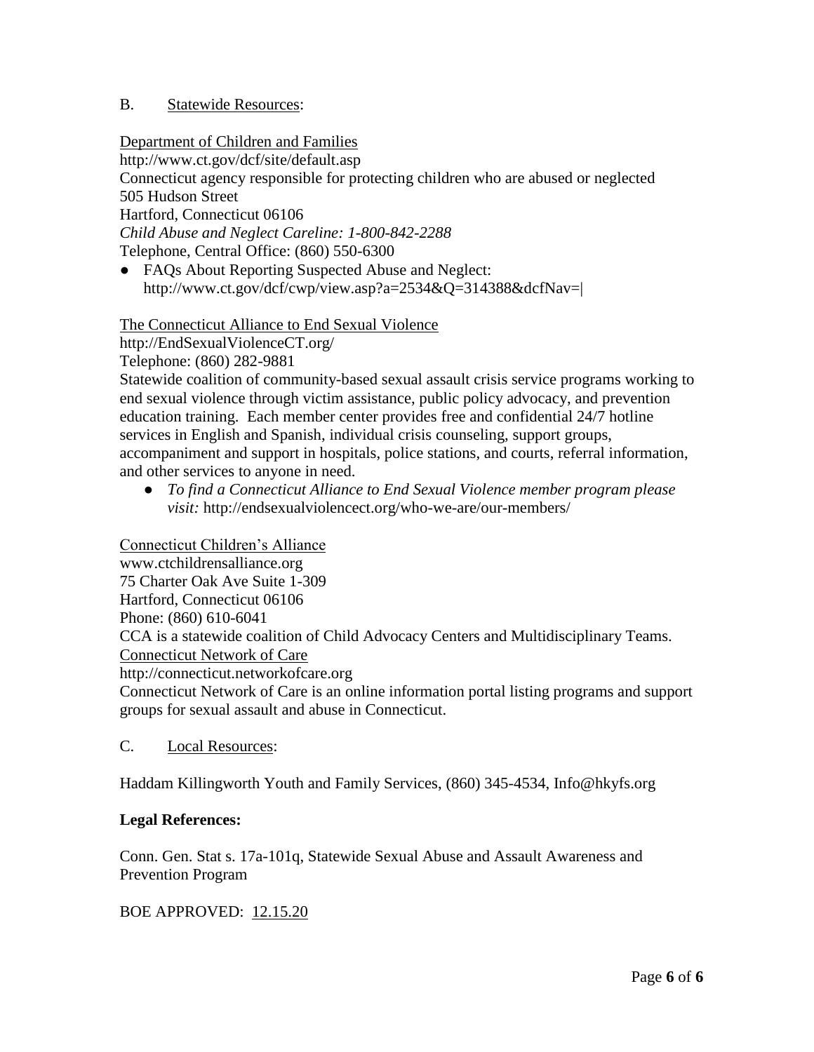B. Statewide Resources:

Department of Children and Families
http://www.ct.gov/dcf/site/default.asp
Connecticut agency responsible for protecting children who are abused or neglected
505 Hudson Street
Hartford, Connecticut 06106
*Child Abuse and Neglect Careline: 1-800-842-2288*
Telephone, Central Office: (860) 550-6300

- FAQs About Reporting Suspected Abuse and Neglect: http://www.ct.gov/dcf/cwp/view.asp?a=2534&Q=314388&dcfNav=|

The Connecticut Alliance to End Sexual Violence
http://EndSexualViolenceCT.org/
Telephone: (860) 282-9881
Statewide coalition of community-based sexual assault crisis service programs working to end sexual violence through victim assistance, public policy advocacy, and prevention education training. Each member center provides free and confidential 24/7 hotline services in English and Spanish, individual crisis counseling, support groups, accompaniment and support in hospitals, police stations, and courts, referral information, and other services to anyone in need.

- *To find a Connecticut Alliance to End Sexual Violence member program please visit:* http://endsexualviolencect.org/who-we-are/our-members/

Connecticut Children's Alliance
www.ctchildrensalliance.org
75 Charter Oak Ave Suite 1-309
Hartford, Connecticut 06106
Phone: (860) 610-6041
CCA is a statewide coalition of Child Advocacy Centers and Multidisciplinary Teams.
Connecticut Network of Care
http://connecticut.networkofcare.org
Connecticut Network of Care is an online information portal listing programs and support groups for sexual assault and abuse in Connecticut.

C. Local Resources:

Haddam Killingworth Youth and Family Services, (860) 345-4534, Info@hkyfs.org

**Legal References:**

Conn. Gen. Stat s. 17a-101q, Statewide Sexual Abuse and Assault Awareness and Prevention Program

BOE APPROVED: 12.15.20